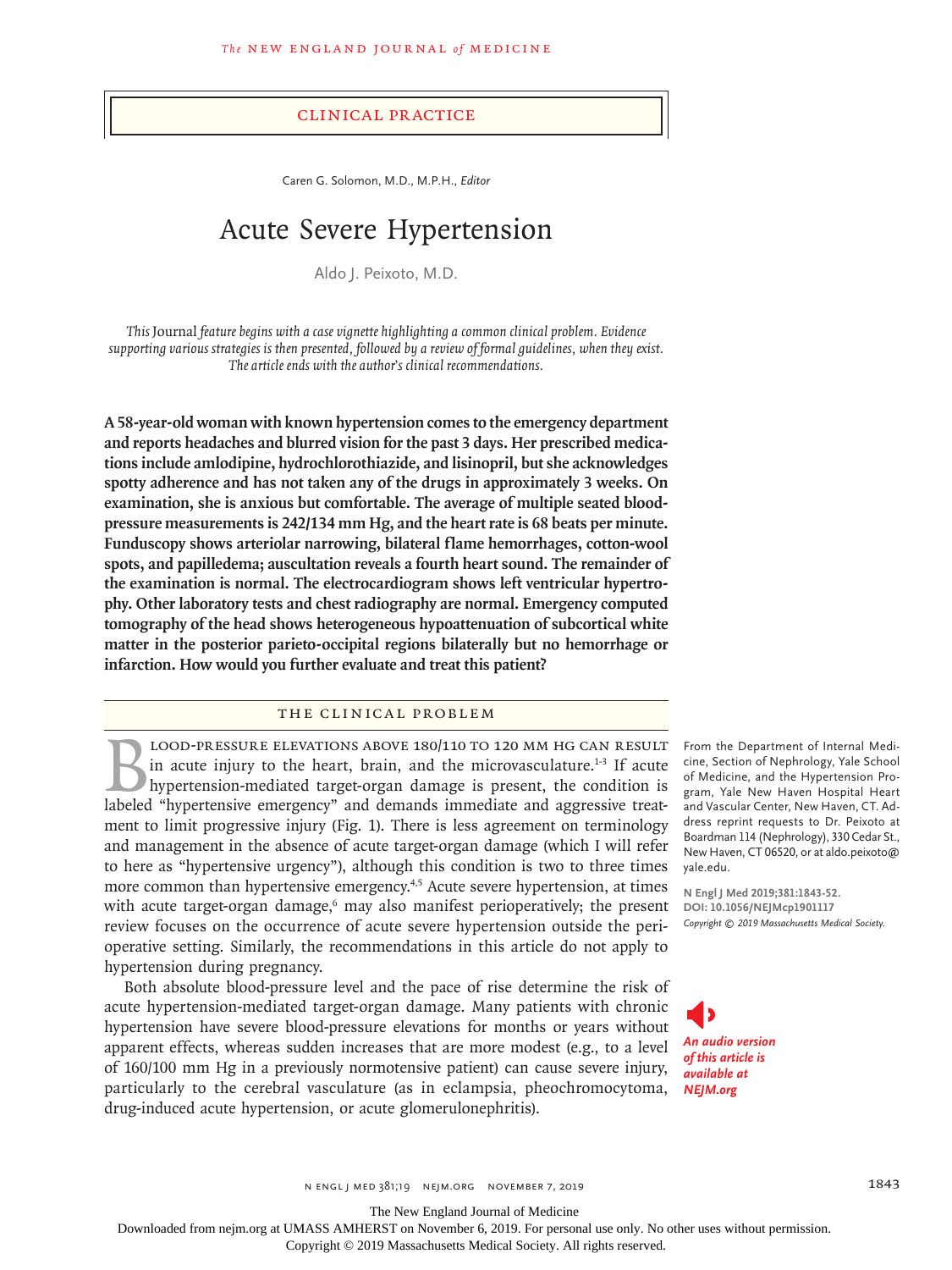## Clinical Practice

Caren G. Solomon, M.D., M.P.H., *Editor*

# Acute Severe Hypertension

Aldo J. Peixoto, M.D.

*This* Journal *feature begins with a case vignette highlighting a common clinical problem. Evidence supporting various strategies is then presented, followed by a review of formal guidelines, when they exist. The article ends with the author's clinical recommendations.*

**A 58-year-old woman with known hypertension comes to the emergency department and reports headaches and blurred vision for the past 3 days. Her prescribed medications include amlodipine, hydrochlorothiazide, and lisinopril, but she acknowledges spotty adherence and has not taken any of the drugs in approximately 3 weeks. On examination, she is anxious but comfortable. The average of multiple seated blood-pressure measurements is 242/134 mm Hg, and the heart rate is 68 beats per minute. Funduscopy shows arteriolar narrowing, bilateral flame hemorrhages, cotton-wool spots, and papilledema; auscultation reveals a fourth heart sound. The remainder of the examination is normal. The electrocardiogram shows left ventricular hypertrophy. Other laboratory tests and chest radiography are normal. Emergency computed tomography of the head shows heterogeneous hypoattenuation of subcortical white matter in the posterior parieto-occipital regions bilaterally but no hemorrhage or infarction. How would you further evaluate and treat this patient?**

## The Clinical Problem

Blood-pressure elevations above 180/110 to 120 mm Hg can result in acute injury to the heart, brain, and the microvasculature.[1-3] If acute hypertension-mediated target-organ damage is present, the condition is labeled "hypertensive emergency" and demands immediate and aggressive treatment to limit progressive injury (Fig. 1). There is less agreement on terminology and management in the absence of acute target-organ damage (which I will refer to here as "hypertensive urgency"), although this condition is two to three times more common than hypertensive emergency.[4,5] Acute severe hypertension, at times with acute target-organ damage,[6] may also manifest perioperatively; the present review focuses on the occurrence of acute severe hypertension outside the perioperative setting. Similarly, the recommendations in this article do not apply to hypertension during pregnancy.

Both absolute blood-pressure level and the pace of rise determine the risk of acute hypertension-mediated target-organ damage. Many patients with chronic hypertension have severe blood-pressure elevations for months or years without apparent effects, whereas sudden increases that are more modest (e.g., to a level of 160/100 mm Hg in a previously normotensive patient) can cause severe injury, particularly to the cerebral vasculature (as in eclampsia, pheochromocytoma, drug-induced acute hypertension, or acute glomerulonephritis).

From the Department of Internal Medicine, Section of Nephrology, Yale School of Medicine, and the Hypertension Program, Yale New Haven Hospital Heart and Vascular Center, New Haven, CT. Address reprint requests to Dr. Peixoto at Boardman 114 (Nephrology), 330 Cedar St., New Haven, CT 06520, or at aldo.peixoto@yale.edu.

**N Engl J Med 2019;381:1843-52.**
**DOI: 10.1056/NEJMcp1901117**
*Copyright © 2019 Massachusetts Medical Society.*

*An audio version of this article is available at NEJM.org*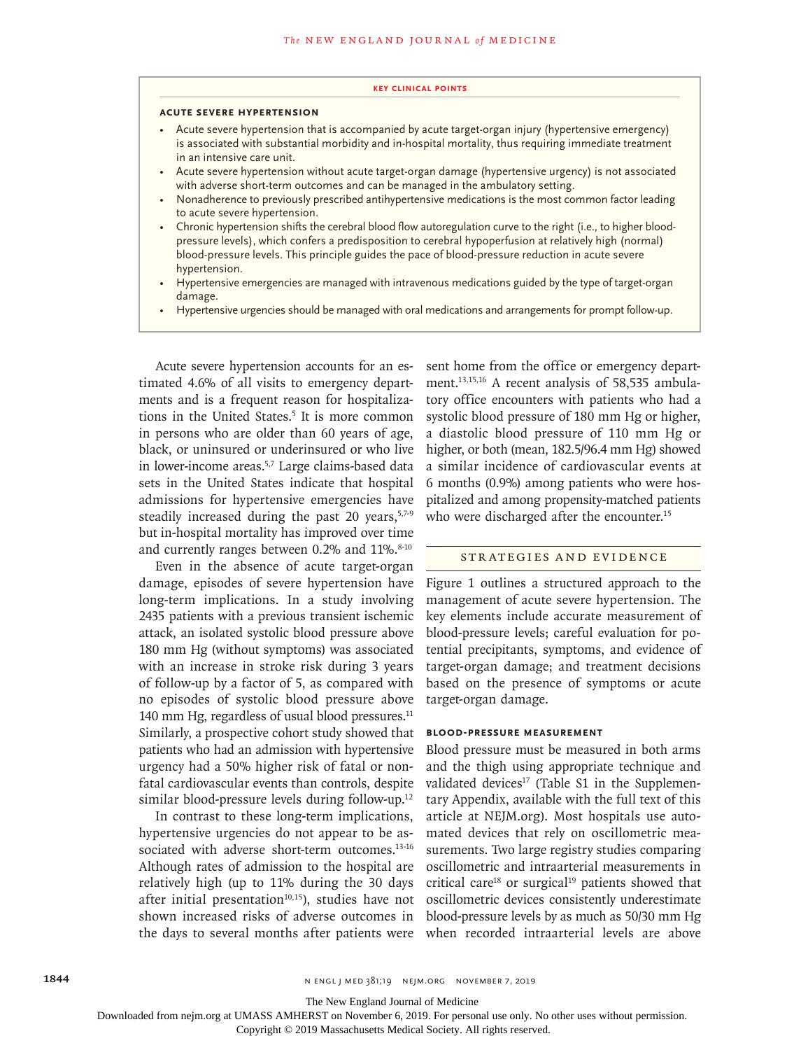**KEY CLINICAL POINTS**

**ACUTE SEVERE HYPERTENSION**

- Acute severe hypertension that is accompanied by acute target-organ injury (hypertensive emergency) is associated with substantial morbidity and in-hospital mortality, thus requiring immediate treatment in an intensive care unit.
- Acute severe hypertension without acute target-organ damage (hypertensive urgency) is not associated with adverse short-term outcomes and can be managed in the ambulatory setting.
- Nonadherence to previously prescribed antihypertensive medications is the most common factor leading to acute severe hypertension.
- Chronic hypertension shifts the cerebral blood flow autoregulation curve to the right (i.e., to higher blood-pressure levels), which confers a predisposition to cerebral hypoperfusion at relatively high (normal) blood-pressure levels. This principle guides the pace of blood-pressure reduction in acute severe hypertension.
- Hypertensive emergencies are managed with intravenous medications guided by the type of target-organ damage.
- Hypertensive urgencies should be managed with oral medications and arrangements for prompt follow-up.

Acute severe hypertension accounts for an estimated 4.6% of all visits to emergency departments and is a frequent reason for hospitalizations in the United States.[5] It is more common in persons who are older than 60 years of age, black, or uninsured or underinsured or who live in lower-income areas.[5,7] Large claims-based data sets in the United States indicate that hospital admissions for hypertensive emergencies have steadily increased during the past 20 years,[5,7-9] but in-hospital mortality has improved over time and currently ranges between 0.2% and 11%.[8-10]

Even in the absence of acute target-organ damage, episodes of severe hypertension have long-term implications. In a study involving 2435 patients with a previous transient ischemic attack, an isolated systolic blood pressure above 180 mm Hg (without symptoms) was associated with an increase in stroke risk during 3 years of follow-up by a factor of 5, as compared with no episodes of systolic blood pressure above 140 mm Hg, regardless of usual blood pressures.[11] Similarly, a prospective cohort study showed that patients who had an admission with hypertensive urgency had a 50% higher risk of fatal or nonfatal cardiovascular events than controls, despite similar blood-pressure levels during follow-up.[12]

In contrast to these long-term implications, hypertensive urgencies do not appear to be associated with adverse short-term outcomes.[13-16] Although rates of admission to the hospital are relatively high (up to 11% during the 30 days after initial presentation[10,15]), studies have not shown increased risks of adverse outcomes in the days to several months after patients were sent home from the office or emergency department.[13,15,16] A recent analysis of 58,535 ambulatory office encounters with patients who had a systolic blood pressure of 180 mm Hg or higher, a diastolic blood pressure of 110 mm Hg or higher, or both (mean, 182.5/96.4 mm Hg) showed a similar incidence of cardiovascular events at 6 months (0.9%) among patients who were hospitalized and among propensity-matched patients who were discharged after the encounter.[15]

## STRATEGIES AND EVIDENCE

Figure 1 outlines a structured approach to the management of acute severe hypertension. The key elements include accurate measurement of blood-pressure levels; careful evaluation for potential precipitants, symptoms, and evidence of target-organ damage; and treatment decisions based on the presence of symptoms or acute target-organ damage.

### BLOOD-PRESSURE MEASUREMENT

Blood pressure must be measured in both arms and the thigh using appropriate technique and validated devices[17] (Table S1 in the Supplementary Appendix, available with the full text of this article at NEJM.org). Most hospitals use automated devices that rely on oscillometric measurements. Two large registry studies comparing oscillometric and intraarterial measurements in critical care[18] or surgical[19] patients showed that oscillometric devices consistently underestimate blood-pressure levels by as much as 50/30 mm Hg when recorded intraarterial levels are above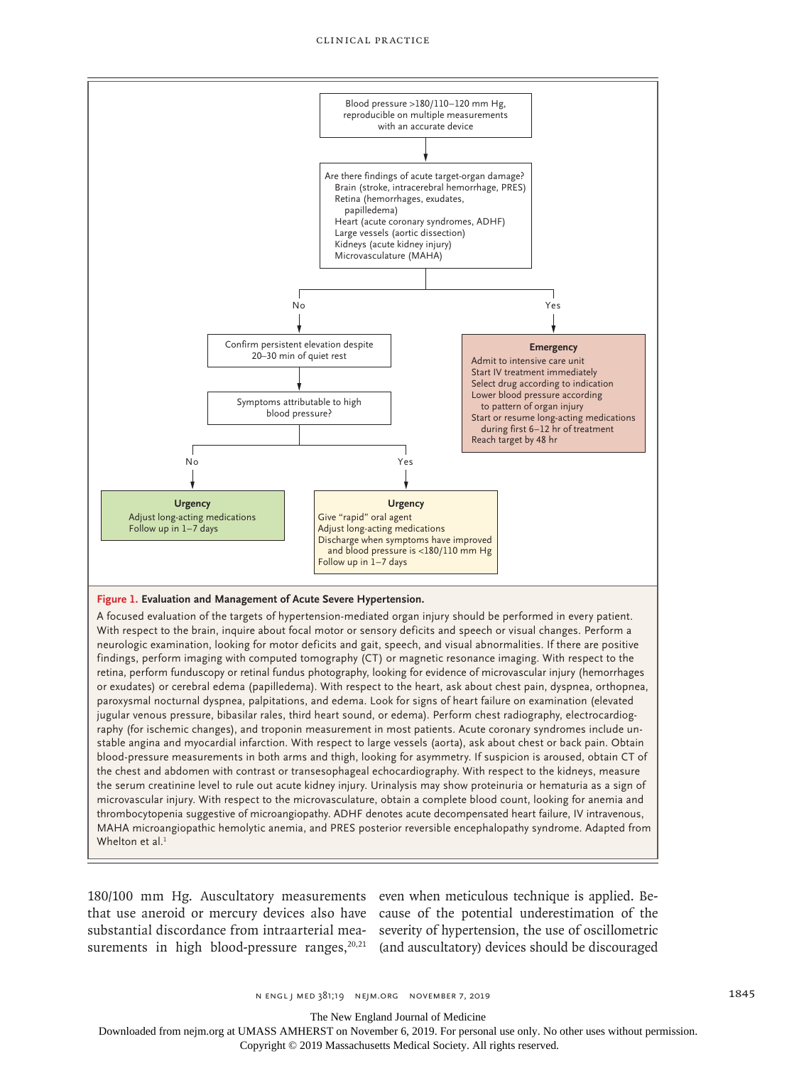Blood pressure >180/110–120 mm Hg, reproducible on multiple measurements with an accurate device

↓

Are there findings of acute target-organ damage?
- Brain (stroke, intracerebral hemorrhage, PRES)
- Retina (hemorrhages, exudates, papilledema)
- Heart (acute coronary syndromes, ADHF)
- Large vessels (aortic dissection)
- Kidneys (acute kidney injury)
- Microvasculature (MAHA)

**Yes →**

**Emergency**
- Admit to intensive care unit
- Start IV treatment immediately
- Select drug according to indication
- Lower blood pressure according to pattern of organ injury
- Start or resume long-acting medications during first 6–12 hr of treatment
- Reach target by 48 hr

**No →**

Confirm persistent elevation despite 20–30 min of quiet rest

↓

Symptoms attributable to high blood pressure?

**No →**

**Urgency**
- Adjust long-acting medications
- Follow up in 1–7 days

**Yes →**

**Urgency**
- Give "rapid" oral agent
- Adjust long-acting medications
- Discharge when symptoms have improved and blood pressure is <180/110 mm Hg
- Follow up in 1–7 days

**Figure 1. Evaluation and Management of Acute Severe Hypertension.**

A focused evaluation of the targets of hypertension-mediated organ injury should be performed in every patient. With respect to the brain, inquire about focal motor or sensory deficits and speech or visual changes. Perform a neurologic examination, looking for motor deficits and gait, speech, and visual abnormalities. If there are positive findings, perform imaging with computed tomography (CT) or magnetic resonance imaging. With respect to the retina, perform funduscopy or retinal fundus photography, looking for evidence of microvascular injury (hemorrhages or exudates) or cerebral edema (papilledema). With respect to the heart, ask about chest pain, dyspnea, orthopnea, paroxysmal nocturnal dyspnea, palpitations, and edema. Look for signs of heart failure on examination (elevated jugular venous pressure, bibasilar rales, third heart sound, or edema). Perform chest radiography, electrocardiography (for ischemic changes), and troponin measurement in most patients. Acute coronary syndromes include unstable angina and myocardial infarction. With respect to large vessels (aorta), ask about chest or back pain. Obtain blood-pressure measurements in both arms and thigh, looking for asymmetry. If suspicion is aroused, obtain CT of the chest and abdomen with contrast or transesophageal echocardiography. With respect to the kidneys, measure the serum creatinine level to rule out acute kidney injury. Urinalysis may show proteinuria or hematuria as a sign of microvascular injury. With respect to the microvasculature, obtain a complete blood count, looking for anemia and thrombocytopenia suggestive of microangiopathy. ADHF denotes acute decompensated heart failure, IV intravenous, MAHA microangiopathic hemolytic anemia, and PRES posterior reversible encephalopathy syndrome. Adapted from Whelton et al.[1]

180/100 mm Hg. Auscultatory measurements that use aneroid or mercury devices also have substantial discordance from intraarterial measurements in high blood-pressure ranges,[20,21] even when meticulous technique is applied. Because of the potential underestimation of the severity of hypertension, the use of oscillometric (and auscultatory) devices should be discouraged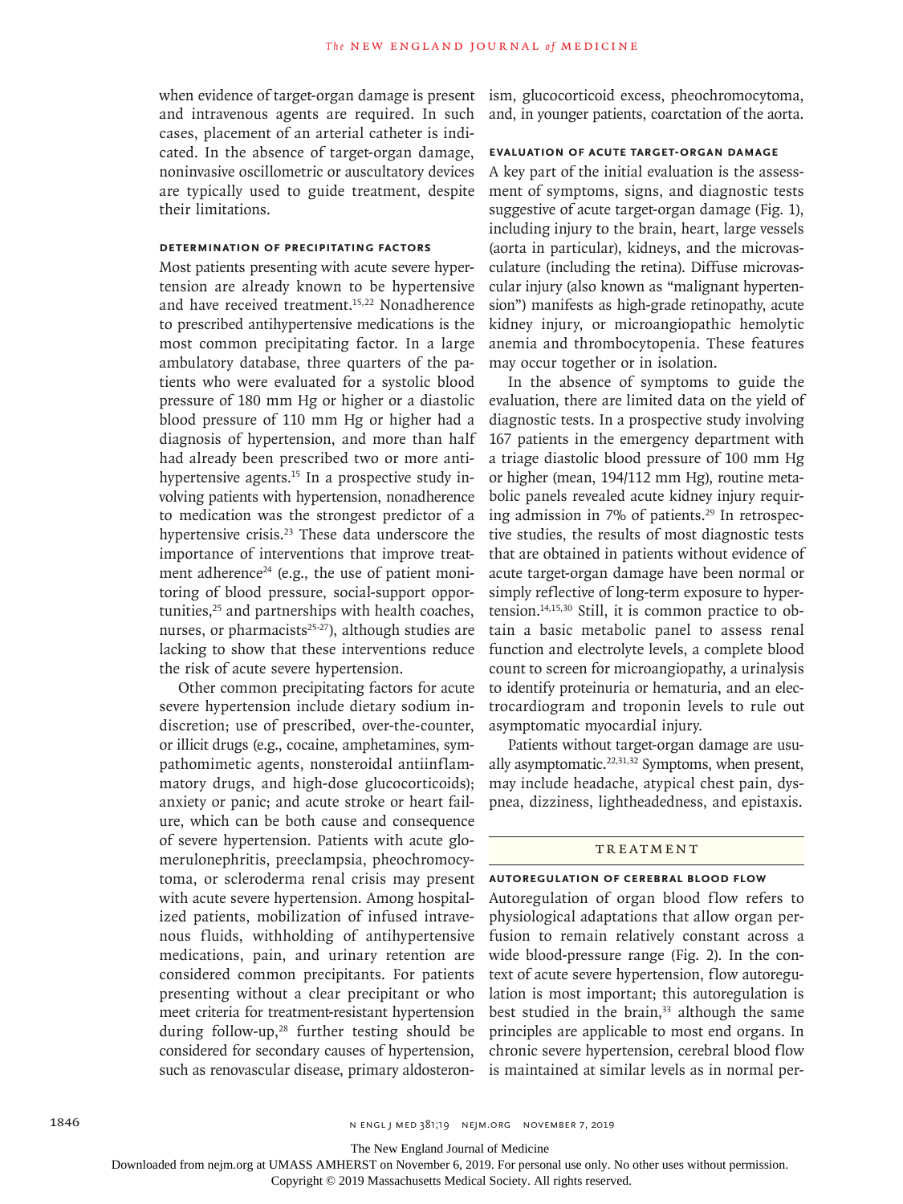when evidence of target-organ damage is present and intravenous agents are required. In such cases, placement of an arterial catheter is indicated. In the absence of target-organ damage, noninvasive oscillometric or auscultatory devices are typically used to guide treatment, despite their limitations.

### Determination of Precipitating Factors

Most patients presenting with acute severe hypertension are already known to be hypertensive and have received treatment.[15,22] Nonadherence to prescribed antihypertensive medications is the most common precipitating factor. In a large ambulatory database, three quarters of the patients who were evaluated for a systolic blood pressure of 180 mm Hg or higher or a diastolic blood pressure of 110 mm Hg or higher had a diagnosis of hypertension, and more than half had already been prescribed two or more antihypertensive agents.[15] In a prospective study involving patients with hypertension, nonadherence to medication was the strongest predictor of a hypertensive crisis.[23] These data underscore the importance of interventions that improve treatment adherence[24] (e.g., the use of patient monitoring of blood pressure, social-support opportunities,[25] and partnerships with health coaches, nurses, or pharmacists[25-27]), although studies are lacking to show that these interventions reduce the risk of acute severe hypertension.

Other common precipitating factors for acute severe hypertension include dietary sodium indiscretion; use of prescribed, over-the-counter, or illicit drugs (e.g., cocaine, amphetamines, sympathomimetic agents, nonsteroidal antiinflammatory drugs, and high-dose glucocorticoids); anxiety or panic; and acute stroke or heart failure, which can be both cause and consequence of severe hypertension. Patients with acute glomerulonephritis, preeclampsia, pheochromocytoma, or scleroderma renal crisis may present with acute severe hypertension. Among hospitalized patients, mobilization of infused intravenous fluids, withholding of antihypertensive medications, pain, and urinary retention are considered common precipitants. For patients presenting without a clear precipitant or who meet criteria for treatment-resistant hypertension during follow-up,[28] further testing should be considered for secondary causes of hypertension, such as renovascular disease, primary aldosteronism, glucocorticoid excess, pheochromocytoma, and, in younger patients, coarctation of the aorta.

### Evaluation of Acute Target-Organ Damage

A key part of the initial evaluation is the assessment of symptoms, signs, and diagnostic tests suggestive of acute target-organ damage (Fig. 1), including injury to the brain, heart, large vessels (aorta in particular), kidneys, and the microvasculature (including the retina). Diffuse microvascular injury (also known as "malignant hypertension") manifests as high-grade retinopathy, acute kidney injury, or microangiopathic hemolytic anemia and thrombocytopenia. These features may occur together or in isolation.

In the absence of symptoms to guide the evaluation, there are limited data on the yield of diagnostic tests. In a prospective study involving 167 patients in the emergency department with a triage diastolic blood pressure of 100 mm Hg or higher (mean, 194/112 mm Hg), routine metabolic panels revealed acute kidney injury requiring admission in 7% of patients.[29] In retrospective studies, the results of most diagnostic tests that are obtained in patients without evidence of acute target-organ damage have been normal or simply reflective of long-term exposure to hypertension.[14,15,30] Still, it is common practice to obtain a basic metabolic panel to assess renal function and electrolyte levels, a complete blood count to screen for microangiopathy, a urinalysis to identify proteinuria or hematuria, and an electrocardiogram and troponin levels to rule out asymptomatic myocardial injury.

Patients without target-organ damage are usually asymptomatic.[22,31,32] Symptoms, when present, may include headache, atypical chest pain, dyspnea, dizziness, lightheadedness, and epistaxis.

## Treatment

### Autoregulation of Cerebral Blood Flow

Autoregulation of organ blood flow refers to physiological adaptations that allow organ perfusion to remain relatively constant across a wide blood-pressure range (Fig. 2). In the context of acute severe hypertension, flow autoregulation is most important; this autoregulation is best studied in the brain,[33] although the same principles are applicable to most end organs. In chronic severe hypertension, cerebral blood flow is maintained at similar levels as in normal per-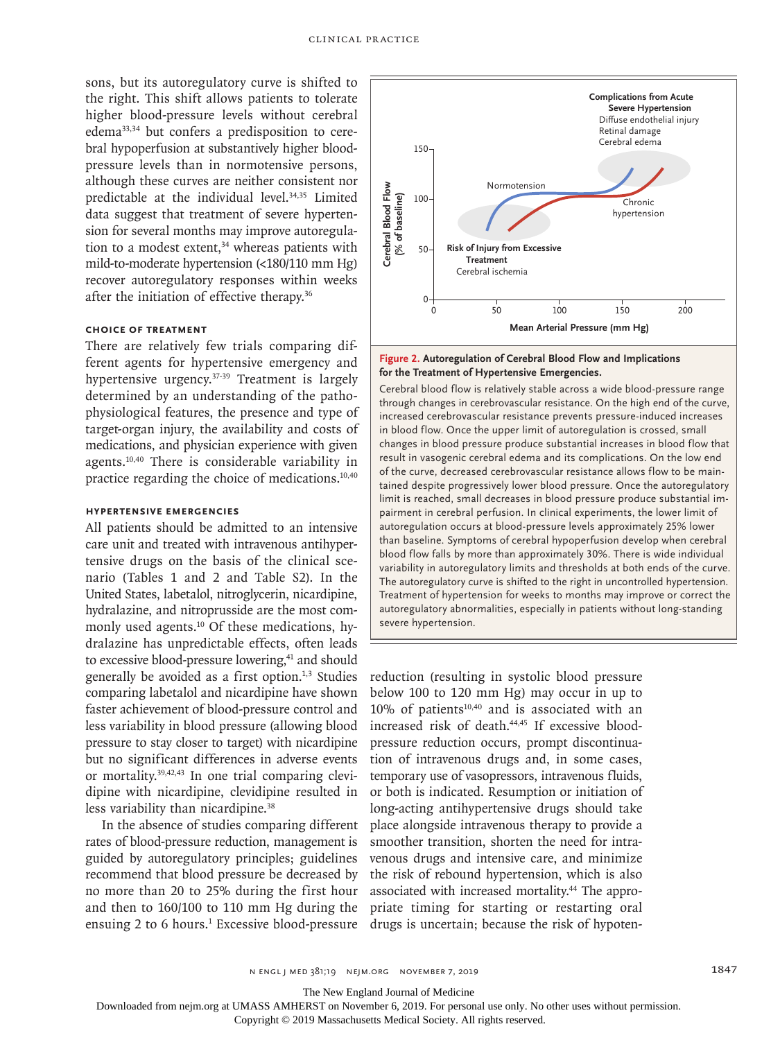sons, but its autoregulatory curve is shifted to the right. This shift allows patients to tolerate higher blood-pressure levels without cerebral edema[33,34] but confers a predisposition to cerebral hypoperfusion at substantively higher blood-pressure levels than in normotensive persons, although these curves are neither consistent nor predictable at the individual level.[34,35] Limited data suggest that treatment of severe hypertension for several months may improve autoregulation to a modest extent,[34] whereas patients with mild-to-moderate hypertension (<180/110 mm Hg) recover autoregulatory responses within weeks after the initiation of effective therapy.[36]

### CHOICE OF TREATMENT

There are relatively few trials comparing different agents for hypertensive emergency and hypertensive urgency.[37-39] Treatment is largely determined by an understanding of the pathophysiological features, the presence and type of target-organ injury, the availability and costs of medications, and physician experience with given agents.[10,40] There is considerable variability in practice regarding the choice of medications.[10,40]

### HYPERTENSIVE EMERGENCIES

All patients should be admitted to an intensive care unit and treated with intravenous antihypertensive drugs on the basis of the clinical scenario (Tables 1 and 2 and Table S2). In the United States, labetalol, nitroglycerin, nicardipine, hydralazine, and nitroprusside are the most commonly used agents.[10] Of these medications, hydralazine has unpredictable effects, often leads to excessive blood-pressure lowering,[41] and should generally be avoided as a first option.[1,3] Studies comparing labetalol and nicardipine have shown faster achievement of blood-pressure control and less variability in blood pressure (allowing blood pressure to stay closer to target) with nicardipine but no significant differences in adverse events or mortality.[39,42,43] In one trial comparing clevidipine with nicardipine, clevidipine resulted in less variability than nicardipine.[38]

In the absence of studies comparing different rates of blood-pressure reduction, management is guided by autoregulatory principles; guidelines recommend that blood pressure be decreased by no more than 20 to 25% during the first hour and then to 160/100 to 110 mm Hg during the ensuing 2 to 6 hours.[1] Excessive blood-pressure reduction (resulting in systolic blood pressure below 100 to 120 mm Hg) may occur in up to 10% of patients[10,40] and is associated with an increased risk of death.[44,45] If excessive blood-pressure reduction occurs, prompt discontinuation of intravenous drugs and, in some cases, temporary use of vasopressors, intravenous fluids, or both is indicated. Resumption or initiation of long-acting antihypertensive drugs should take place alongside intravenous therapy to provide a smoother transition, shorten the need for intravenous drugs and intensive care, and minimize the risk of rebound hypertension, which is also associated with increased mortality.[44] The appropriate timing for starting or restarting oral drugs is uncertain; because the risk of hypoten-

**Figure 2. Autoregulation of Cerebral Blood Flow and Implications for the Treatment of Hypertensive Emergencies.**

Cerebral blood flow is relatively stable across a wide blood-pressure range through changes in cerebrovascular resistance. On the high end of the curve, increased cerebrovascular resistance prevents pressure-induced increases in blood flow. Once the upper limit of autoregulation is crossed, small changes in blood pressure produce substantial increases in blood flow that result in vasogenic cerebral edema and its complications. On the low end of the curve, decreased cerebrovascular resistance allows flow to be maintained despite progressively lower blood pressure. Once the autoregulatory limit is reached, small decreases in blood pressure produce substantial impairment in cerebral perfusion. In clinical experiments, the lower limit of autoregulation occurs at blood-pressure levels approximately 25% lower than baseline. Symptoms of cerebral hypoperfusion develop when cerebral blood flow falls by more than approximately 30%. There is wide individual variability in autoregulatory limits and thresholds at both ends of the curve. The autoregulatory curve is shifted to the right in uncontrolled hypertension. Treatment of hypertension for weeks to months may improve or correct the autoregulatory abnormalities, especially in patients without long-standing severe hypertension.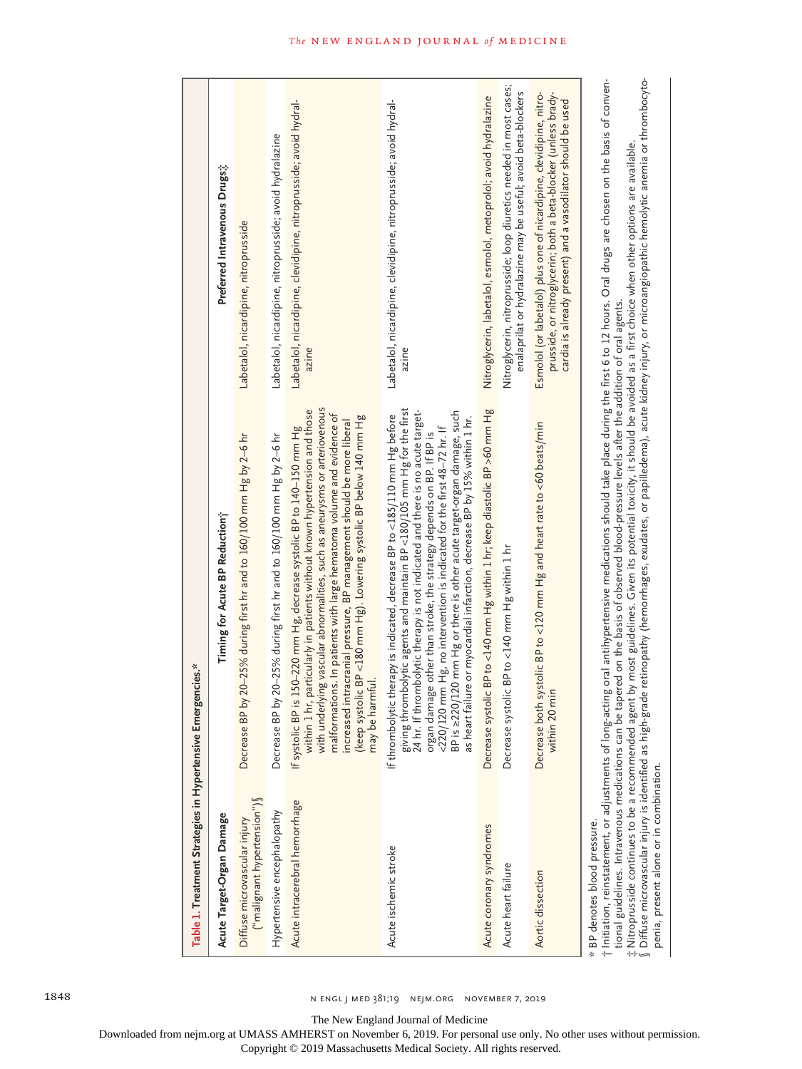**Table 1. Treatment Strategies in Hypertensive Emergencies.***

| Acute Target-Organ Damage | Timing for Acute BP Reduction† | Preferred Intravenous Drugs‡ |
|---|---|---|
| Diffuse microvascular injury ("malignant hypertension")§ | Decrease BP by 20–25% during first hr and to 160/100 mm Hg by 2–6 hr | Labetalol, nicardipine, nitroprusside |
| Hypertensive encephalopathy | Decrease BP by 20–25% during first hr and to 160/100 mm Hg by 2–6 hr | Labetalol, nicardipine, nitroprusside; avoid hydralazine |
| Acute intracerebral hemorrhage | If systolic BP is 150–220 mm Hg, decrease systolic BP to 140–150 mm Hg within 1 hr, particularly in patients without known hypertension and those with underlying vascular abnormalities, such as aneurysms or arteriovenous malformations. In patients with large hematoma volume and evidence of increased intracranial pressure, BP management should be more liberal (keep systolic BP <180 mm Hg). Lowering systolic BP below 140 mm Hg may be harmful. | Labetalol, nicardipine, clevidipine, nitroprusside; avoid hydralazine |
| Acute ischemic stroke | If thrombolytic therapy is indicated, decrease BP to <185/110 mm Hg before giving thrombolytic agents and maintain BP <180/105 mm Hg for the first 24 hr. If thrombolytic therapy is not indicated and there is no acute target-organ damage other than stroke, the strategy depends on BP. If BP is <220/120 mm Hg, no intervention is indicated for the first 48–72 hr. If BP is ≥220/120 mm Hg or there is other acute target-organ damage, such as heart failure or myocardial infarction, decrease BP by 15% within 1 hr. | Labetalol, nicardipine, clevidipine, nitroprusside; avoid hydralazine |
| Acute coronary syndromes | Decrease systolic BP to <140 mm Hg within 1 hr; keep diastolic BP >60 mm Hg | Nitroglycerin, labetalol, esmolol, metoprolol; avoid hydralazine |
| Acute heart failure | Decrease systolic BP to <140 mm Hg within 1 hr | Nitroglycerin, nitroprusside; loop diuretics needed in most cases; enalaprilat or hydralazine may be useful; avoid beta-blockers |
| Aortic dissection | Decrease both systolic BP to <120 mm Hg and heart rate to <60 beats/min within 20 min | Esmolol (or labetalol) plus one of nicardipine, clevidipine, nitroprusside, or nitroglycerin; both a beta-blocker (unless bradycardia is already present) and a vasodilator should be used |

\* BP denotes blood pressure.

† Initiation, reinstatement, or adjustments of long-acting oral antihypertensive medications should take place during the first 6 to 12 hours. Oral drugs are chosen on the basis of conventional guidelines. Intravenous medications can be tapered on the basis of observed blood-pressure levels after the addition of oral agents.

‡ Nitroprusside continues to be a recommended agent by most guidelines. Given its potential toxicity, it should be avoided as a first choice when other options are available.

§ Diffuse microvascular injury is identified as high-grade retinopathy (hemorrhages, exudates, or papilledema), acute kidney injury, or microangiopathic hemolytic anemia or thrombocytopenia, present alone or in combination.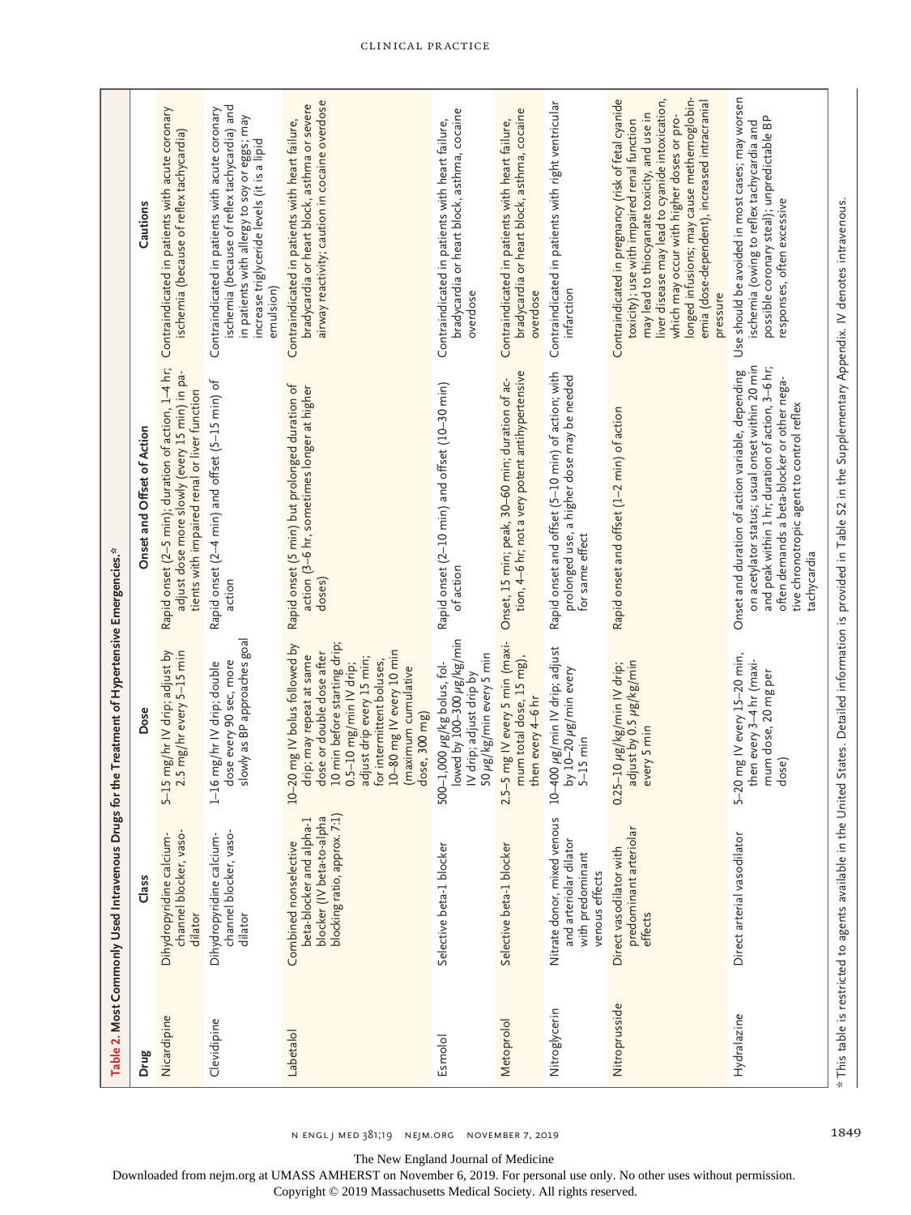**Table 2. Most Commonly Used Intravenous Drugs for the Treatment of Hypertensive Emergencies.***

| Drug | Class | Dose | Onset and Offset of Action | Cautions |
|---|---|---|---|---|
| Nicardipine | Dihydropyridine calcium-channel blocker, vasodilator | 5–15 mg/hr IV drip; adjust by 2.5 mg/hr every 5–15 min | Rapid onset (2–5 min); duration of action, 1–4 hr; adjust dose more slowly (every 15 min) in patients with impaired renal or liver function | Contraindicated in patients with acute coronary ischemia (because of reflex tachycardia) |
| Clevidipine | Dihydropyridine calcium-channel blocker, vasodilator | 1–16 mg/hr IV drip; double dose every 90 sec, more slowly as BP approaches goal | Rapid onset (2–4 min) and offset (5–15 min) of action | Contraindicated in patients with acute coronary ischemia (because of reflex tachycardia) and in patients with allergy to soy or eggs; may increase triglyceride levels (it is a lipid emulsion) |
| Labetalol | Combined nonselective beta-blocker and alpha-1 blocker (IV beta-to-alpha blocking ratio, approx. 7:1) | 10–20 mg IV bolus followed by drip; may repeat at same dose or double dose after 10 min before starting drip; 0.5–10 mg/min IV drip; adjust drip every 15 min; for intermittent boluses, 10–80 mg IV every 10 min (maximum cumulative dose, 300 mg) | Rapid onset (5 min) but prolonged duration of action (3–6 hr, sometimes longer at higher doses) | Contraindicated in patients with heart failure, bradycardia or heart block, asthma or severe airway reactivity; caution in cocaine overdose |
| Esmolol | Selective beta-1 blocker | 500–1,000 μg/kg bolus, followed by 100–300 μg/kg/min IV drip; adjust drip by 50 μg/kg/min every 5 min | Rapid onset (2–10 min) and offset (10–30 min) of action | Contraindicated in patients with heart failure, bradycardia or heart block, asthma, cocaine overdose |
| Metoprolol | Selective beta-1 blocker | 2.5–5 mg IV every 5 min (maximum total dose, 15 mg), then every 4–6 hr | Onset, 15 min; peak, 30–60 min; duration of action, 4–6 hr; not a very potent antihypertensive | Contraindicated in patients with heart failure, bradycardia or heart block, asthma, cocaine overdose |
| Nitroglycerin | Nitrate donor, mixed venous and arteriolar dilator with predominant venous effects | 10–400 μg/min IV drip; adjust by 10–20 μg/min every 5–15 min | Rapid onset and offset (5–10 min) of action; with prolonged use, a higher dose may be needed for same effect | Contraindicated in patients with right ventricular infarction |
| Nitroprusside | Direct vasodilator with predominant arteriolar effects | 0.25–10 μg/kg/min IV drip; adjust by 0.5 μg/kg/min every 5 min | Rapid onset and offset (1–2 min) of action | Contraindicated in pregnancy (risk of fetal cyanide toxicity); use with impaired renal function may lead to thiocyanate toxicity, and use in liver disease may lead to cyanide intoxication, which may occur with higher doses or prolonged infusions; may cause methemoglobinemia (dose-dependent), increased intracranial pressure |
| Hydralazine | Direct arterial vasodilator | 5–20 mg IV every 15–20 min, then every 3–4 hr (maximum dose, 20 mg per dose) | Onset and duration of action variable, depending on acetylator status; usual onset within 20 min and peak within 1 hr; duration of action, 3–6 hr; often demands a beta-blocker or other negative chronotropic agent to control reflex tachycardia | Use should be avoided in most cases; may worsen ischemia (owing to reflex tachycardia and possible coronary steal); unpredictable BP responses, often excessive |

* This table is restricted to agents available in the United States. Detailed information is provided in Table S2 in the Supplementary Appendix. IV denotes intravenous.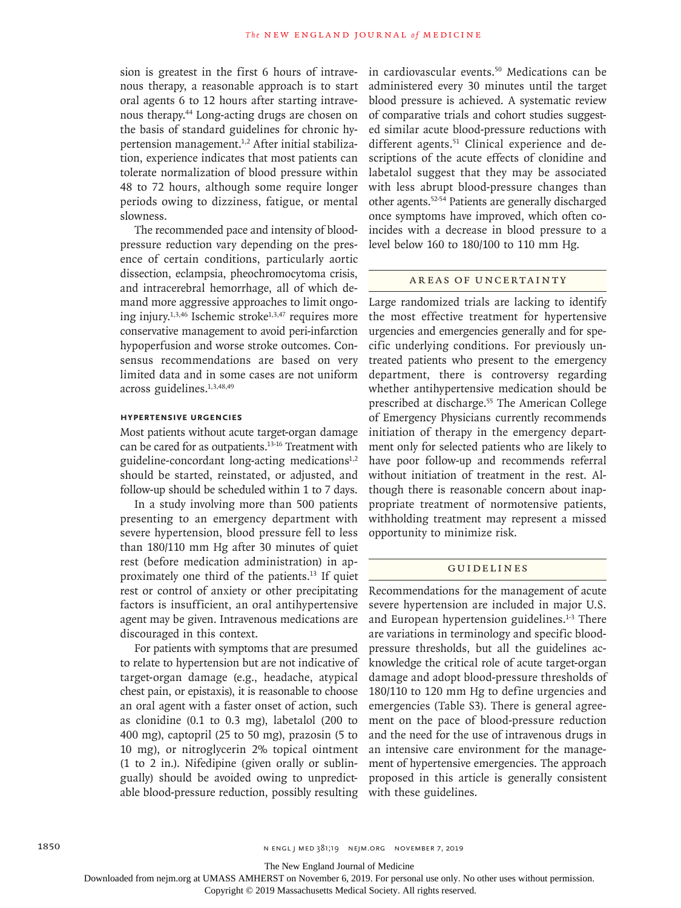sion is greatest in the first 6 hours of intravenous therapy, a reasonable approach is to start oral agents 6 to 12 hours after starting intravenous therapy.[44] Long-acting drugs are chosen on the basis of standard guidelines for chronic hypertension management.[1,2] After initial stabilization, experience indicates that most patients can tolerate normalization of blood pressure within 48 to 72 hours, although some require longer periods owing to dizziness, fatigue, or mental slowness.

The recommended pace and intensity of blood-pressure reduction vary depending on the presence of certain conditions, particularly aortic dissection, eclampsia, pheochromocytoma crisis, and intracerebral hemorrhage, all of which demand more aggressive approaches to limit ongoing injury.[1,3,46] Ischemic stroke[1,3,47] requires more conservative management to avoid peri-infarction hypoperfusion and worse stroke outcomes. Consensus recommendations are based on very limited data and in some cases are not uniform across guidelines.[1,3,48,49]

### Hypertensive Urgencies

Most patients without acute target-organ damage can be cared for as outpatients.[13-16] Treatment with guideline-concordant long-acting medications[1,2] should be started, reinstated, or adjusted, and follow-up should be scheduled within 1 to 7 days.

In a study involving more than 500 patients presenting to an emergency department with severe hypertension, blood pressure fell to less than 180/110 mm Hg after 30 minutes of quiet rest (before medication administration) in approximately one third of the patients.[13] If quiet rest or control of anxiety or other precipitating factors is insufficient, an oral antihypertensive agent may be given. Intravenous medications are discouraged in this context.

For patients with symptoms that are presumed to relate to hypertension but are not indicative of target-organ damage (e.g., headache, atypical chest pain, or epistaxis), it is reasonable to choose an oral agent with a faster onset of action, such as clonidine (0.1 to 0.3 mg), labetalol (200 to 400 mg), captopril (25 to 50 mg), prazosin (5 to 10 mg), or nitroglycerin 2% topical ointment (1 to 2 in.). Nifedipine (given orally or sublingually) should be avoided owing to unpredictable blood-pressure reduction, possibly resulting in cardiovascular events.[50] Medications can be administered every 30 minutes until the target blood pressure is achieved. A systematic review of comparative trials and cohort studies suggested similar acute blood-pressure reductions with different agents.[51] Clinical experience and descriptions of the acute effects of clonidine and labetalol suggest that they may be associated with less abrupt blood-pressure changes than other agents.[52-54] Patients are generally discharged once symptoms have improved, which often coincides with a decrease in blood pressure to a level below 160 to 180/100 to 110 mm Hg.

## Areas of Uncertainty

Large randomized trials are lacking to identify the most effective treatment for hypertensive urgencies and emergencies generally and for specific underlying conditions. For previously untreated patients who present to the emergency department, there is controversy regarding whether antihypertensive medication should be prescribed at discharge.[55] The American College of Emergency Physicians currently recommends initiation of therapy in the emergency department only for selected patients who are likely to have poor follow-up and recommends referral without initiation of treatment in the rest. Although there is reasonable concern about inappropriate treatment of normotensive patients, withholding treatment may represent a missed opportunity to minimize risk.

## Guidelines

Recommendations for the management of acute severe hypertension are included in major U.S. and European hypertension guidelines.[1-3] There are variations in terminology and specific blood-pressure thresholds, but all the guidelines acknowledge the critical role of acute target-organ damage and adopt blood-pressure thresholds of 180/110 to 120 mm Hg to define urgencies and emergencies (Table S3). There is general agreement on the pace of blood-pressure reduction and the need for the use of intravenous drugs in an intensive care environment for the management of hypertensive emergencies. The approach proposed in this article is generally consistent with these guidelines.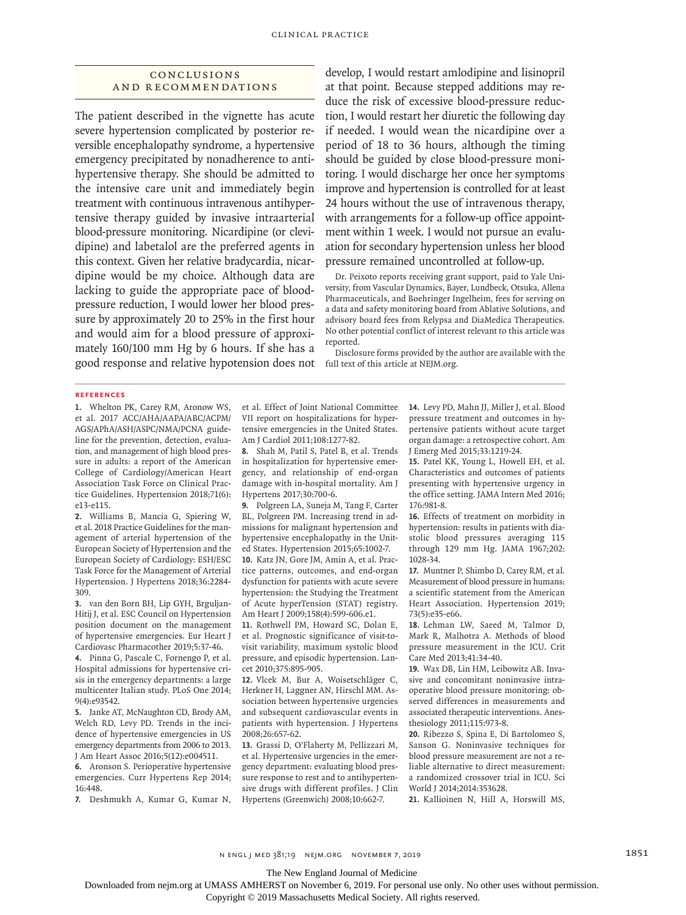## Conclusions and Recommendations

The patient described in the vignette has acute severe hypertension complicated by posterior reversible encephalopathy syndrome, a hypertensive emergency precipitated by nonadherence to antihypertensive therapy. She should be admitted to the intensive care unit and immediately begin treatment with continuous intravenous antihypertensive therapy guided by invasive intraarterial blood-pressure monitoring. Nicardipine (or clevidipine) and labetalol are the preferred agents in this context. Given her relative bradycardia, nicardipine would be my choice. Although data are lacking to guide the appropriate pace of blood-pressure reduction, I would lower her blood pressure by approximately 20 to 25% in the first hour and would aim for a blood pressure of approximately 160/100 mm Hg by 6 hours. If she has a good response and relative hypotension does not develop, I would restart amlodipine and lisinopril at that point. Because stepped additions may reduce the risk of excessive blood-pressure reduction, I would restart her diuretic the following day if needed. I would wean the nicardipine over a period of 18 to 36 hours, although the timing should be guided by close blood-pressure monitoring. I would discharge her once her symptoms improve and hypertension is controlled for at least 24 hours without the use of intravenous therapy, with arrangements for a follow-up office appointment within 1 week. I would not pursue an evaluation for secondary hypertension unless her blood pressure remained uncontrolled at follow-up.

Dr. Peixoto reports receiving grant support, paid to Yale University, from Vascular Dynamics, Bayer, Lundbeck, Otsuka, Allena Pharmaceuticals, and Boehringer Ingelheim, fees for serving on a data and safety monitoring board from Ablative Solutions, and advisory board fees from Relypsa and DiaMedica Therapeutics. No other potential conflict of interest relevant to this article was reported.

Disclosure forms provided by the author are available with the full text of this article at NEJM.org.

## References

1. Whelton PK, Carey RM, Aronow WS, et al. 2017 ACC/AHA/AAPA/ABC/ACPM/AGS/APhA/ASH/ASPC/NMA/PCNA guideline for the prevention, detection, evaluation, and management of high blood pressure in adults: a report of the American College of Cardiology/American Heart Association Task Force on Clinical Practice Guidelines. Hypertension 2018;71(6):e13-e115.
2. Williams B, Mancia G, Spiering W, et al. 2018 Practice Guidelines for the management of arterial hypertension of the European Society of Hypertension and the European Society of Cardiology: ESH/ESC Task Force for the Management of Arterial Hypertension. J Hypertens 2018;36:2284-309.
3. van den Born BH, Lip GYH, Brguljan-Hitij J, et al. ESC Council on Hypertension position document on the management of hypertensive emergencies. Eur Heart J Cardiovasc Pharmacother 2019;5:37-46.
4. Pinna G, Pascale C, Fornengo P, et al. Hospital admissions for hypertensive crisis in the emergency departments: a large multicenter Italian study. PLoS One 2014;9(4):e93542.
5. Janke AT, McNaughton CD, Brody AM, Welch RD, Levy PD. Trends in the incidence of hypertensive emergencies in US emergency departments from 2006 to 2013. J Am Heart Assoc 2016;5(12):e004511.
6. Aronson S. Perioperative hypertensive emergencies. Curr Hypertens Rep 2014;16:448.
7. Deshmukh A, Kumar G, Kumar N, et al. Effect of Joint National Committee VII report on hospitalizations for hypertensive emergencies in the United States. Am J Cardiol 2011;108:1277-82.
8. Shah M, Patil S, Patel B, et al. Trends in hospitalization for hypertensive emergency, and relationship of end-organ damage with in-hospital mortality. Am J Hypertens 2017;30:700-6.
9. Polgreen LA, Suneja M, Tang F, Carter BL, Polgreen PM. Increasing trend in admissions for malignant hypertension and hypertensive encephalopathy in the United States. Hypertension 2015;65:1002-7.
10. Katz JN, Gore JM, Amin A, et al. Practice patterns, outcomes, and end-organ dysfunction for patients with acute severe hypertension: the Studying the Treatment of Acute hyperTension (STAT) registry. Am Heart J 2009;158(4):599-606.e1.
11. Rothwell PM, Howard SC, Dolan E, et al. Prognostic significance of visit-to-visit variability, maximum systolic blood pressure, and episodic hypertension. Lancet 2010;375:895-905.
12. Vlcek M, Bur A, Woisetschläger C, Herkner H, Laggner AN, Hirschl MM. Association between hypertensive urgencies and subsequent cardiovascular events in patients with hypertension. J Hypertens 2008;26:657-62.
13. Grassi D, O'Flaherty M, Pellizzari M, et al. Hypertensive urgencies in the emergency department: evaluating blood pressure response to rest and to antihypertensive drugs with different profiles. J Clin Hypertens (Greenwich) 2008;10:662-7.
14. Levy PD, Mahn JJ, Miller J, et al. Blood pressure treatment and outcomes in hypertensive patients without acute target organ damage: a retrospective cohort. Am J Emerg Med 2015;33:1219-24.
15. Patel KK, Young L, Howell EH, et al. Characteristics and outcomes of patients presenting with hypertensive urgency in the office setting. JAMA Intern Med 2016;176:981-8.
16. Effects of treatment on morbidity in hypertension: results in patients with diastolic blood pressures averaging 115 through 129 mm Hg. JAMA 1967;202:1028-34.
17. Muntner P, Shimbo D, Carey RM, et al. Measurement of blood pressure in humans: a scientific statement from the American Heart Association. Hypertension 2019;73(5):e35-e66.
18. Lehman LW, Saeed M, Talmor D, Mark R, Malhotra A. Methods of blood pressure measurement in the ICU. Crit Care Med 2013;41:34-40.
19. Wax DB, Lin HM, Leibowitz AB. Invasive and concomitant noninvasive intraoperative blood pressure monitoring: observed differences in measurements and associated therapeutic interventions. Anesthesiology 2011;115:973-8.
20. Ribezzo S, Spina E, Di Bartolomeo S, Sanson G. Noninvasive techniques for blood pressure measurement are not a reliable alternative to direct measurement: a randomized crossover trial in ICU. Sci World J 2014;2014:353628.
21. Kallioinen N, Hill A, Horswill MS,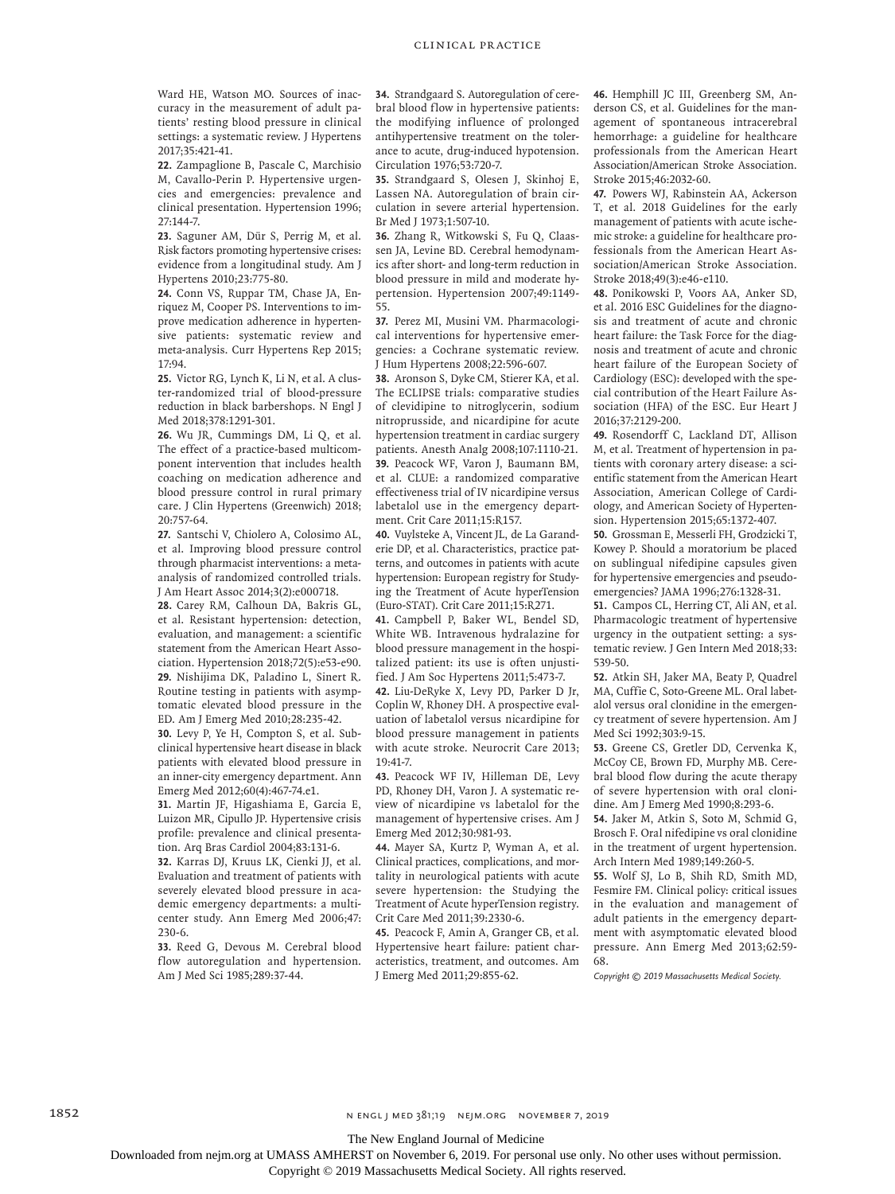Ward HE, Watson MO. Sources of inaccuracy in the measurement of adult patients' resting blood pressure in clinical settings: a systematic review. J Hypertens 2017;35:421-41.

**22.** Zampaglione B, Pascale C, Marchisio M, Cavallo-Perin P. Hypertensive urgencies and emergencies: prevalence and clinical presentation. Hypertension 1996;27:144-7.

**23.** Saguner AM, Dür S, Perrig M, et al. Risk factors promoting hypertensive crises: evidence from a longitudinal study. Am J Hypertens 2010;23:775-80.

**24.** Conn VS, Ruppar TM, Chase JA, Enriquez M, Cooper PS. Interventions to improve medication adherence in hypertensive patients: systematic review and meta-analysis. Curr Hypertens Rep 2015;17:94.

**25.** Victor RG, Lynch K, Li N, et al. A cluster-randomized trial of blood-pressure reduction in black barbershops. N Engl J Med 2018;378:1291-301.

**26.** Wu JR, Cummings DM, Li Q, et al. The effect of a practice-based multicomponent intervention that includes health coaching on medication adherence and blood pressure control in rural primary care. J Clin Hypertens (Greenwich) 2018;20:757-64.

**27.** Santschi V, Chiolero A, Colosimo AL, et al. Improving blood pressure control through pharmacist interventions: a meta-analysis of randomized controlled trials. J Am Heart Assoc 2014;3(2):e000718.

**28.** Carey RM, Calhoun DA, Bakris GL, et al. Resistant hypertension: detection, evaluation, and management: a scientific statement from the American Heart Association. Hypertension 2018;72(5):e53-e90.

**29.** Nishijima DK, Paladino L, Sinert R. Routine testing in patients with asymptomatic elevated blood pressure in the ED. Am J Emerg Med 2010;28:235-42.

**30.** Levy P, Ye H, Compton S, et al. Subclinical hypertensive heart disease in black patients with elevated blood pressure in an inner-city emergency department. Ann Emerg Med 2012;60(4):467-74.e1.

**31.** Martin JF, Higashiama E, Garcia E, Luizon MR, Cipullo JP. Hypertensive crisis profile: prevalence and clinical presentation. Arq Bras Cardiol 2004;83:131-6.

**32.** Karras DJ, Kruus LK, Cienki JJ, et al. Evaluation and treatment of patients with severely elevated blood pressure in academic emergency departments: a multicenter study. Ann Emerg Med 2006;47:230-6.

**33.** Reed G, Devous M. Cerebral blood flow autoregulation and hypertension. Am J Med Sci 1985;289:37-44.

**34.** Strandgaard S. Autoregulation of cerebral blood flow in hypertensive patients: the modifying influence of prolonged antihypertensive treatment on the tolerance to acute, drug-induced hypotension. Circulation 1976;53:720-7.

**35.** Strandgaard S, Olesen J, Skinhoj E, Lassen NA. Autoregulation of brain circulation in severe arterial hypertension. Br Med J 1973;1:507-10.

**36.** Zhang R, Witkowski S, Fu Q, Claassen JA, Levine BD. Cerebral hemodynamics after short- and long-term reduction in blood pressure in mild and moderate hypertension. Hypertension 2007;49:1149-55.

**37.** Perez MI, Musini VM. Pharmacological interventions for hypertensive emergencies: a Cochrane systematic review. J Hum Hypertens 2008;22:596-607.

**38.** Aronson S, Dyke CM, Stierer KA, et al. The ECLIPSE trials: comparative studies of clevidipine to nitroglycerin, sodium nitroprusside, and nicardipine for acute hypertension treatment in cardiac surgery patients. Anesth Analg 2008;107:1110-21.

**39.** Peacock WF, Varon J, Baumann BM, et al. CLUE: a randomized comparative effectiveness trial of IV nicardipine versus labetalol use in the emergency department. Crit Care 2011;15:R157.

**40.** Vuylsteke A, Vincent JL, de La Garanderie DP, et al. Characteristics, practice patterns, and outcomes in patients with acute hypertension: European registry for Studying the Treatment of Acute hyperTension (Euro-STAT). Crit Care 2011;15:R271.

**41.** Campbell P, Baker WL, Bendel SD, White WB. Intravenous hydralazine for blood pressure management in the hospitalized patient: its use is often unjustified. J Am Soc Hypertens 2011;5:473-7.

**42.** Liu-DeRyke X, Levy PD, Parker D Jr, Coplin W, Rhoney DH. A prospective evaluation of labetalol versus nicardipine for blood pressure management in patients with acute stroke. Neurocrit Care 2013;19:41-7.

**43.** Peacock WF IV, Hilleman DE, Levy PD, Rhoney DH, Varon J. A systematic review of nicardipine vs labetalol for the management of hypertensive crises. Am J Emerg Med 2012;30:981-93.

**44.** Mayer SA, Kurtz P, Wyman A, et al. Clinical practices, complications, and mortality in neurological patients with acute severe hypertension: the Studying the Treatment of Acute hyperTension registry. Crit Care Med 2011;39:2330-6.

**45.** Peacock F, Amin A, Granger CB, et al. Hypertensive heart failure: patient characteristics, treatment, and outcomes. Am J Emerg Med 2011;29:855-62.

**46.** Hemphill JC III, Greenberg SM, Anderson CS, et al. Guidelines for the management of spontaneous intracerebral hemorrhage: a guideline for healthcare professionals from the American Heart Association/American Stroke Association. Stroke 2015;46:2032-60.

**47.** Powers WJ, Rabinstein AA, Ackerson T, et al. 2018 Guidelines for the early management of patients with acute ischemic stroke: a guideline for healthcare professionals from the American Heart Association/American Stroke Association. Stroke 2018;49(3):e46-e110.

**48.** Ponikowski P, Voors AA, Anker SD, et al. 2016 ESC Guidelines for the diagnosis and treatment of acute and chronic heart failure: the Task Force for the diagnosis and treatment of acute and chronic heart failure of the European Society of Cardiology (ESC): developed with the special contribution of the Heart Failure Association (HFA) of the ESC. Eur Heart J 2016;37:2129-200.

**49.** Rosendorff C, Lackland DT, Allison M, et al. Treatment of hypertension in patients with coronary artery disease: a scientific statement from the American Heart Association, American College of Cardiology, and American Society of Hypertension. Hypertension 2015;65:1372-407.

**50.** Grossman E, Messerli FH, Grodzicki T, Kowey P. Should a moratorium be placed on sublingual nifedipine capsules given for hypertensive emergencies and pseudoemergencies? JAMA 1996;276:1328-31.

**51.** Campos CL, Herring CT, Ali AN, et al. Pharmacologic treatment of hypertensive urgency in the outpatient setting: a systematic review. J Gen Intern Med 2018;33:539-50.

**52.** Atkin SH, Jaker MA, Beaty P, Quadrel MA, Cuffie C, Soto-Greene ML. Oral labetalol versus oral clonidine in the emergency treatment of severe hypertension. Am J Med Sci 1992;303:9-15.

**53.** Greene CS, Gretler DD, Cervenka K, McCoy CE, Brown FD, Murphy MB. Cerebral blood flow during the acute therapy of severe hypertension with oral clonidine. Am J Emerg Med 1990;8:293-6.

**54.** Jaker M, Atkin S, Soto M, Schmid G, Brosch F. Oral nifedipine vs oral clonidine in the treatment of urgent hypertension. Arch Intern Med 1989;149:260-5.

**55.** Wolf SJ, Lo B, Shih RD, Smith MD, Fesmire FM. Clinical policy: critical issues in the evaluation and management of adult patients in the emergency department with asymptomatic elevated blood pressure. Ann Emerg Med 2013;62:59-68.

*Copyright © 2019 Massachusetts Medical Society.*